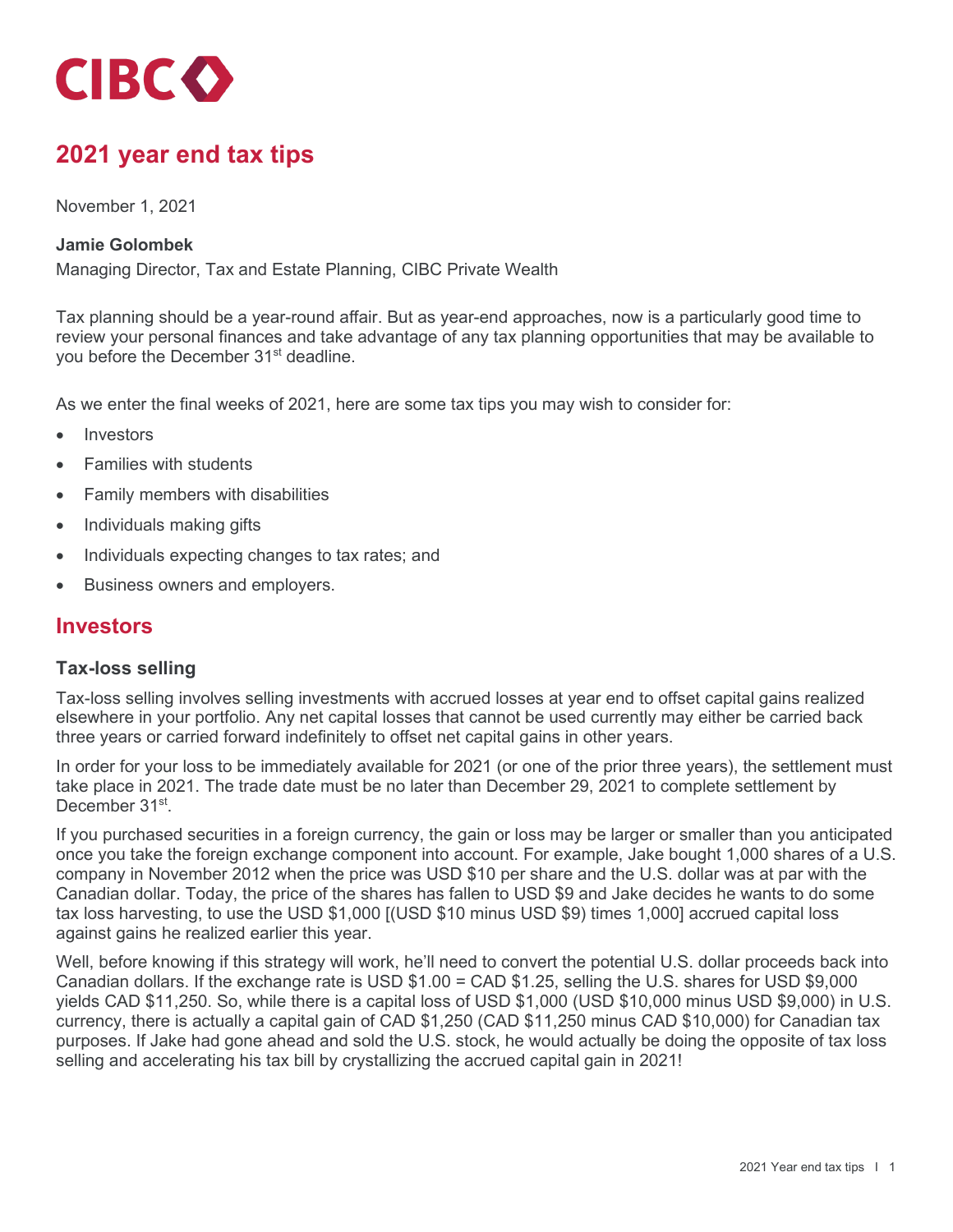# 2021 year end tax tips

November 1, 2021

**Jamie Golombek**

Managing Director, Tax and Estate Planning, CIBC Private Wealth

Tax planning should be a year-round affair. But as year-end approaches, now is a particularly good time to review your personal finances and take advantage of any tax planning opportunities that may be available to you before the December 31st deadline.

As we enter the final weeks of 2021, here are some tax tips you may wish to consider for:

- Investors
- Families with students
- Family members with disabilities
- Individuals making gifts
- Individuals expecting changes to tax rates; and
- Business owners and employers.

## Investors

### Tax-loss selling

Tax-loss selling involves selling investments with accrued losses at year end to offset capital gains realized elsewhere in your portfolio. Any net capital losses that cannot be used currently may either be carried back three years or carried forward indefinitely to offset net capital gains in other years.

In order for your loss to be immediately available for 2021 (or one of the prior three years), the settlement must take place in 2021. The trade date must be no later than December 29, 2021 to complete settlement by December 31st.

If you purchased securities in a foreign currency, the gain or loss may be larger or smaller than you anticipated once you take the foreign exchange component into account. For example, Jake bought 1,000 shares of a U.S. company in November 2012 when the price was USD $10 per share and the U.S. dollar was at par with the Canadian dollar. Today, the price of the shares has fallen to USD $9 and Jake decides he wants to do some tax loss harvesting, to use the USD $1,000 [(USD $10 minus USD $9) times 1,000] accrued capital loss against gains he realized earlier this year.

Well, before knowing if this strategy will work, he'll need to convert the potential U.S. dollar proceeds back into Canadian dollars. If the exchange rate is USD $1.00 = CAD $1.25, selling the U.S. shares for USD $9,000 yields CAD $11,250. So, while there is a capital loss of USD $1,000 (USD $10,000 minus USD $9,000) in U.S. currency, there is actually a capital gain of CAD $1,250 (CAD $11,250 minus CAD $10,000) for Canadian tax purposes. If Jake had gone ahead and sold the U.S. stock, he would actually be doing the opposite of tax loss selling and accelerating his tax bill by crystallizing the accrued capital gain in 2021!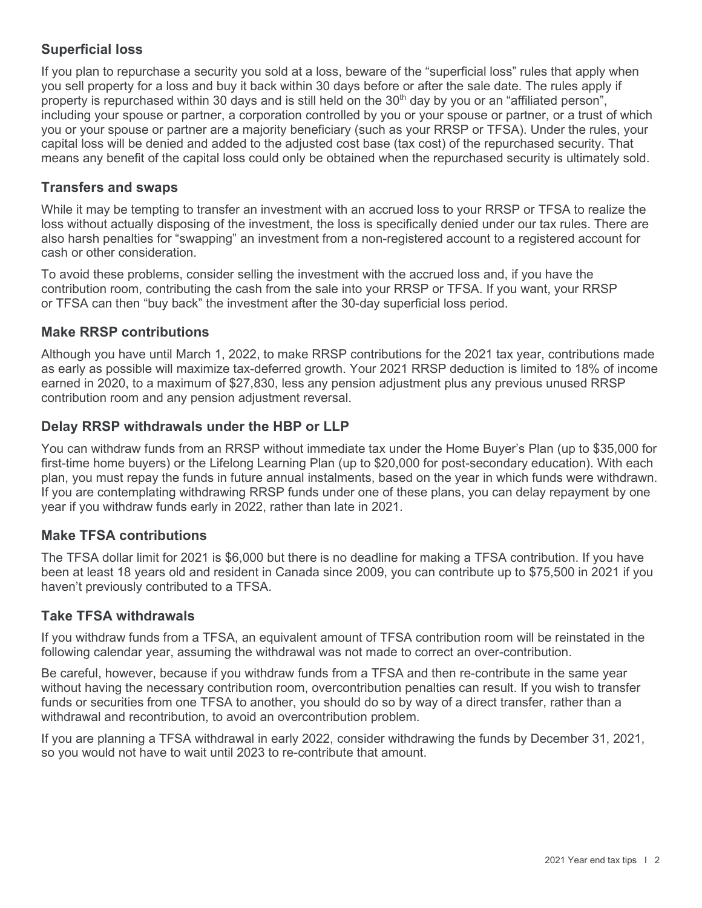### Superficial loss

If you plan to repurchase a security you sold at a loss, beware of the "superficial loss" rules that apply when you sell property for a loss and buy it back within 30 days before or after the sale date. The rules apply if property is repurchased within 30 days and is still held on the 30th day by you or an "affiliated person", including your spouse or partner, a corporation controlled by you or your spouse or partner, or a trust of which you or your spouse or partner are a majority beneficiary (such as your RRSP or TFSA). Under the rules, your capital loss will be denied and added to the adjusted cost base (tax cost) of the repurchased security. That means any benefit of the capital loss could only be obtained when the repurchased security is ultimately sold.

### Transfers and swaps

While it may be tempting to transfer an investment with an accrued loss to your RRSP or TFSA to realize the loss without actually disposing of the investment, the loss is specifically denied under our tax rules. There are also harsh penalties for "swapping" an investment from a non-registered account to a registered account for cash or other consideration.

To avoid these problems, consider selling the investment with the accrued loss and, if you have the contribution room, contributing the cash from the sale into your RRSP or TFSA. If you want, your RRSP or TFSA can then "buy back" the investment after the 30-day superficial loss period.

### Make RRSP contributions

Although you have until March 1, 2022, to make RRSP contributions for the 2021 tax year, contributions made as early as possible will maximize tax-deferred growth. Your 2021 RRSP deduction is limited to 18% of income earned in 2020, to a maximum of $27,830, less any pension adjustment plus any previous unused RRSP contribution room and any pension adjustment reversal.

### Delay RRSP withdrawals under the HBP or LLP

You can withdraw funds from an RRSP without immediate tax under the Home Buyer's Plan (up to $35,000 for first-time home buyers) or the Lifelong Learning Plan (up to $20,000 for post-secondary education). With each plan, you must repay the funds in future annual instalments, based on the year in which funds were withdrawn. If you are contemplating withdrawing RRSP funds under one of these plans, you can delay repayment by one year if you withdraw funds early in 2022, rather than late in 2021.

### Make TFSA contributions

The TFSA dollar limit for 2021 is $6,000 but there is no deadline for making a TFSA contribution. If you have been at least 18 years old and resident in Canada since 2009, you can contribute up to $75,500 in 2021 if you haven't previously contributed to a TFSA.

### Take TFSA withdrawals

If you withdraw funds from a TFSA, an equivalent amount of TFSA contribution room will be reinstated in the following calendar year, assuming the withdrawal was not made to correct an over-contribution.

Be careful, however, because if you withdraw funds from a TFSA and then re-contribute in the same year without having the necessary contribution room, overcontribution penalties can result. If you wish to transfer funds or securities from one TFSA to another, you should do so by way of a direct transfer, rather than a withdrawal and recontribution, to avoid an overcontribution problem.

If you are planning a TFSA withdrawal in early 2022, consider withdrawing the funds by December 31, 2021, so you would not have to wait until 2023 to re-contribute that amount.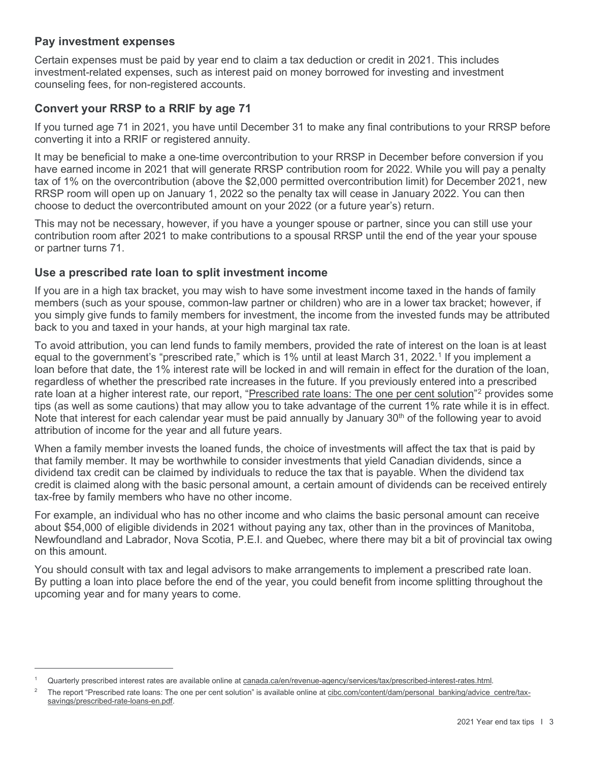## Pay investment expenses

Certain expenses must be paid by year end to claim a tax deduction or credit in 2021. This includes investment-related expenses, such as interest paid on money borrowed for investing and investment counseling fees, for non-registered accounts.

## Convert your RRSP to a RRIF by age 71

If you turned age 71 in 2021, you have until December 31 to make any final contributions to your RRSP before converting it into a RRIF or registered annuity.

It may be beneficial to make a one-time overcontribution to your RRSP in December before conversion if you have earned income in 2021 that will generate RRSP contribution room for 2022. While you will pay a penalty tax of 1% on the overcontribution (above the $2,000 permitted overcontribution limit) for December 2021, new RRSP room will open up on January 1, 2022 so the penalty tax will cease in January 2022. You can then choose to deduct the overcontributed amount on your 2022 (or a future year's) return.

This may not be necessary, however, if you have a younger spouse or partner, since you can still use your contribution room after 2021 to make contributions to a spousal RRSP until the end of the year your spouse or partner turns 71.

## Use a prescribed rate loan to split investment income

If you are in a high tax bracket, you may wish to have some investment income taxed in the hands of family members (such as your spouse, common-law partner or children) who are in a lower tax bracket; however, if you simply give funds to family members for investment, the income from the invested funds may be attributed back to you and taxed in your hands, at your high marginal tax rate.

To avoid attribution, you can lend funds to family members, provided the rate of interest on the loan is at least equal to the government's "prescribed rate," which is 1% until at least March 31, 2022.[1] If you implement a loan before that date, the 1% interest rate will be locked in and will remain in effect for the duration of the loan, regardless of whether the prescribed rate increases in the future. If you previously entered into a prescribed rate loan at a higher interest rate, our report, "Prescribed rate loans: The one per cent solution"[2] provides some tips (as well as some cautions) that may allow you to take advantage of the current 1% rate while it is in effect. Note that interest for each calendar year must be paid annually by January 30th of the following year to avoid attribution of income for the year and all future years.

When a family member invests the loaned funds, the choice of investments will affect the tax that is paid by that family member. It may be worthwhile to consider investments that yield Canadian dividends, since a dividend tax credit can be claimed by individuals to reduce the tax that is payable. When the dividend tax credit is claimed along with the basic personal amount, a certain amount of dividends can be received entirely tax-free by family members who have no other income.

For example, an individual who has no other income and who claims the basic personal amount can receive about $54,000 of eligible dividends in 2021 without paying any tax, other than in the provinces of Manitoba, Newfoundland and Labrador, Nova Scotia, P.E.I. and Quebec, where there may bit a bit of provincial tax owing on this amount.

You should consult with tax and legal advisors to make arrangements to implement a prescribed rate loan. By putting a loan into place before the end of the year, you could benefit from income splitting throughout the upcoming year and for many years to come.

---

[1] Quarterly prescribed interest rates are available online at canada.ca/en/revenue-agency/services/tax/prescribed-interest-rates.html.

[2] The report "Prescribed rate loans: The one per cent solution" is available online at cibc.com/content/dam/personal_banking/advice_centre/tax-savings/prescribed-rate-loans-en.pdf.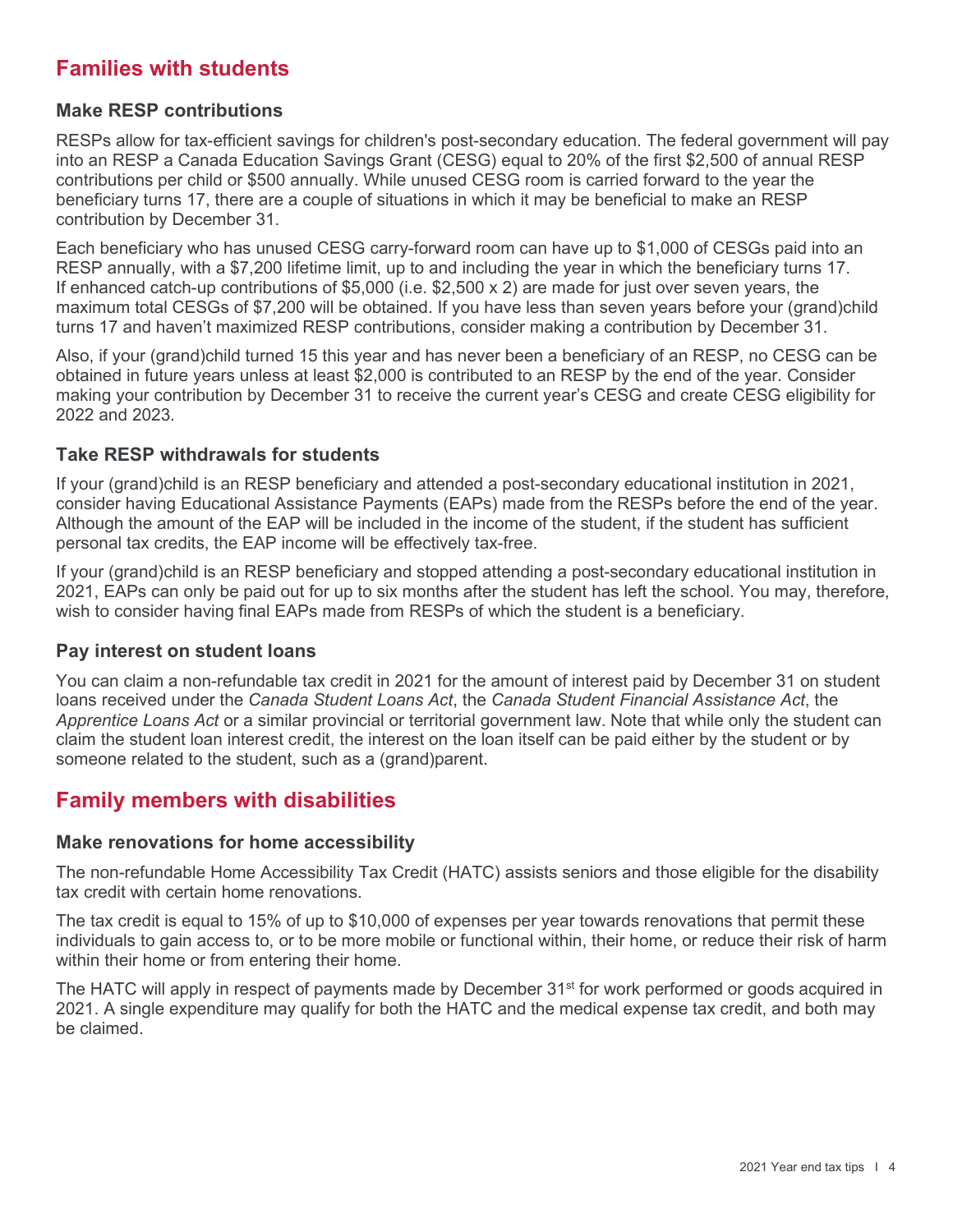## Families with students

### Make RESP contributions

RESPs allow for tax-efficient savings for children's post-secondary education. The federal government will pay into an RESP a Canada Education Savings Grant (CESG) equal to 20% of the first $2,500 of annual RESP contributions per child or $500 annually. While unused CESG room is carried forward to the year the beneficiary turns 17, there are a couple of situations in which it may be beneficial to make an RESP contribution by December 31.

Each beneficiary who has unused CESG carry-forward room can have up to $1,000 of CESGs paid into an RESP annually, with a $7,200 lifetime limit, up to and including the year in which the beneficiary turns 17. If enhanced catch-up contributions of $5,000 (i.e. $2,500 x 2) are made for just over seven years, the maximum total CESGs of $7,200 will be obtained. If you have less than seven years before your (grand)child turns 17 and haven't maximized RESP contributions, consider making a contribution by December 31.

Also, if your (grand)child turned 15 this year and has never been a beneficiary of an RESP, no CESG can be obtained in future years unless at least $2,000 is contributed to an RESP by the end of the year. Consider making your contribution by December 31 to receive the current year's CESG and create CESG eligibility for 2022 and 2023.

### Take RESP withdrawals for students

If your (grand)child is an RESP beneficiary and attended a post-secondary educational institution in 2021, consider having Educational Assistance Payments (EAPs) made from the RESPs before the end of the year. Although the amount of the EAP will be included in the income of the student, if the student has sufficient personal tax credits, the EAP income will be effectively tax-free.

If your (grand)child is an RESP beneficiary and stopped attending a post-secondary educational institution in 2021, EAPs can only be paid out for up to six months after the student has left the school. You may, therefore, wish to consider having final EAPs made from RESPs of which the student is a beneficiary.

### Pay interest on student loans

You can claim a non-refundable tax credit in 2021 for the amount of interest paid by December 31 on student loans received under the *Canada Student Loans Act*, the *Canada Student Financial Assistance Act*, the *Apprentice Loans Act* or a similar provincial or territorial government law. Note that while only the student can claim the student loan interest credit, the interest on the loan itself can be paid either by the student or by someone related to the student, such as a (grand)parent.

## Family members with disabilities

### Make renovations for home accessibility

The non-refundable Home Accessibility Tax Credit (HATC) assists seniors and those eligible for the disability tax credit with certain home renovations.

The tax credit is equal to 15% of up to $10,000 of expenses per year towards renovations that permit these individuals to gain access to, or to be more mobile or functional within, their home, or reduce their risk of harm within their home or from entering their home.

The HATC will apply in respect of payments made by December 31st for work performed or goods acquired in 2021. A single expenditure may qualify for both the HATC and the medical expense tax credit, and both may be claimed.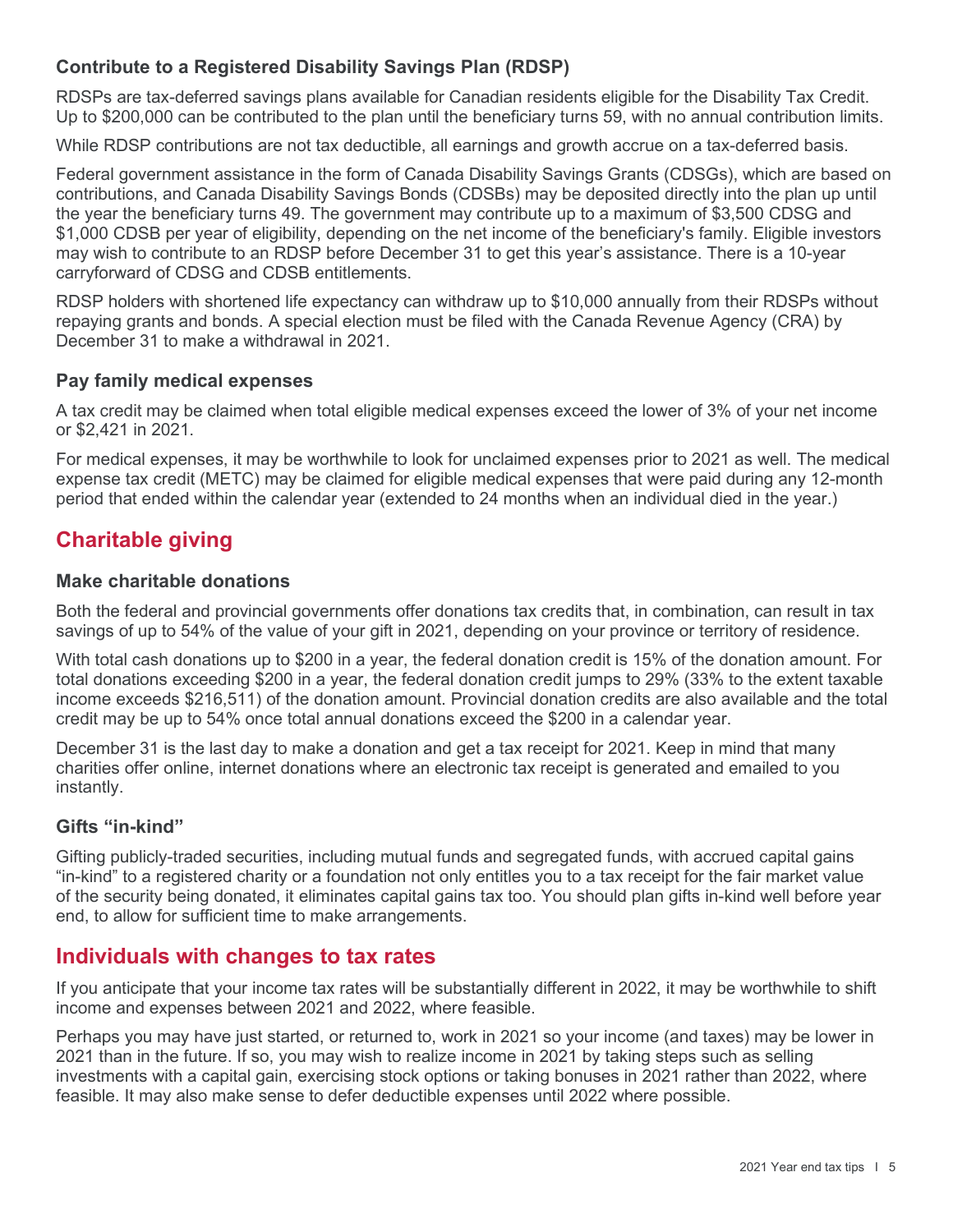### Contribute to a Registered Disability Savings Plan (RDSP)

RDSPs are tax-deferred savings plans available for Canadian residents eligible for the Disability Tax Credit. Up to $200,000 can be contributed to the plan until the beneficiary turns 59, with no annual contribution limits.

While RDSP contributions are not tax deductible, all earnings and growth accrue on a tax-deferred basis.

Federal government assistance in the form of Canada Disability Savings Grants (CDSGs), which are based on contributions, and Canada Disability Savings Bonds (CDSBs) may be deposited directly into the plan up until the year the beneficiary turns 49. The government may contribute up to a maximum of $3,500 CDSG and $1,000 CDSB per year of eligibility, depending on the net income of the beneficiary's family. Eligible investors may wish to contribute to an RDSP before December 31 to get this year's assistance. There is a 10-year carryforward of CDSG and CDSB entitlements.

RDSP holders with shortened life expectancy can withdraw up to $10,000 annually from their RDSPs without repaying grants and bonds. A special election must be filed with the Canada Revenue Agency (CRA) by December 31 to make a withdrawal in 2021.

### Pay family medical expenses

A tax credit may be claimed when total eligible medical expenses exceed the lower of 3% of your net income or $2,421 in 2021.

For medical expenses, it may be worthwhile to look for unclaimed expenses prior to 2021 as well. The medical expense tax credit (METC) may be claimed for eligible medical expenses that were paid during any 12-month period that ended within the calendar year (extended to 24 months when an individual died in the year.)

## Charitable giving

### Make charitable donations

Both the federal and provincial governments offer donations tax credits that, in combination, can result in tax savings of up to 54% of the value of your gift in 2021, depending on your province or territory of residence.

With total cash donations up to $200 in a year, the federal donation credit is 15% of the donation amount. For total donations exceeding $200 in a year, the federal donation credit jumps to 29% (33% to the extent taxable income exceeds $216,511) of the donation amount. Provincial donation credits are also available and the total credit may be up to 54% once total annual donations exceed the $200 in a calendar year.

December 31 is the last day to make a donation and get a tax receipt for 2021. Keep in mind that many charities offer online, internet donations where an electronic tax receipt is generated and emailed to you instantly.

### Gifts "in-kind"

Gifting publicly-traded securities, including mutual funds and segregated funds, with accrued capital gains "in-kind" to a registered charity or a foundation not only entitles you to a tax receipt for the fair market value of the security being donated, it eliminates capital gains tax too. You should plan gifts in-kind well before year end, to allow for sufficient time to make arrangements.

## Individuals with changes to tax rates

If you anticipate that your income tax rates will be substantially different in 2022, it may be worthwhile to shift income and expenses between 2021 and 2022, where feasible.

Perhaps you may have just started, or returned to, work in 2021 so your income (and taxes) may be lower in 2021 than in the future. If so, you may wish to realize income in 2021 by taking steps such as selling investments with a capital gain, exercising stock options or taking bonuses in 2021 rather than 2022, where feasible. It may also make sense to defer deductible expenses until 2022 where possible.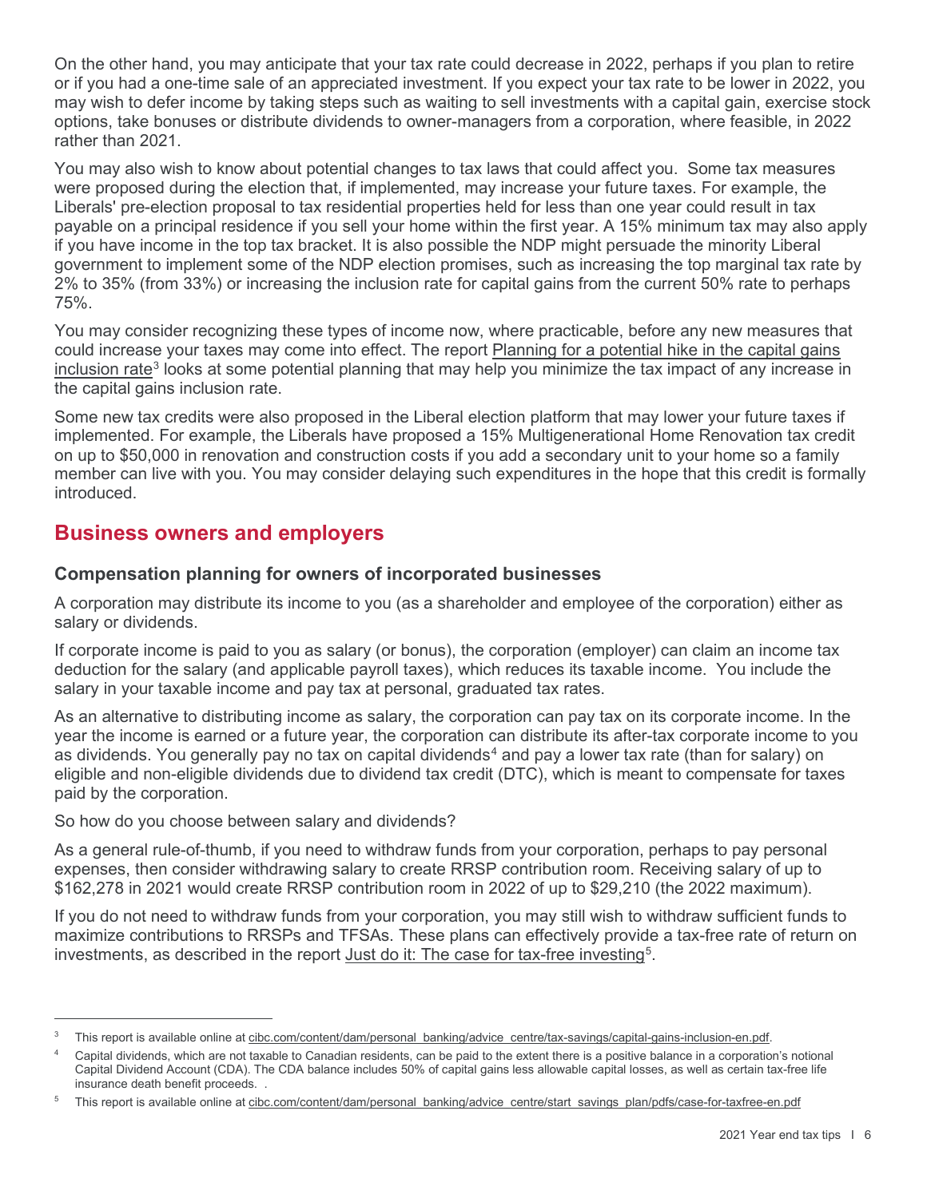On the other hand, you may anticipate that your tax rate could decrease in 2022, perhaps if you plan to retire or if you had a one-time sale of an appreciated investment. If you expect your tax rate to be lower in 2022, you may wish to defer income by taking steps such as waiting to sell investments with a capital gain, exercise stock options, take bonuses or distribute dividends to owner-managers from a corporation, where feasible, in 2022 rather than 2021.

You may also wish to know about potential changes to tax laws that could affect you. Some tax measures were proposed during the election that, if implemented, may increase your future taxes. For example, the Liberals' pre-election proposal to tax residential properties held for less than one year could result in tax payable on a principal residence if you sell your home within the first year. A 15% minimum tax may also apply if you have income in the top tax bracket. It is also possible the NDP might persuade the minority Liberal government to implement some of the NDP election promises, such as increasing the top marginal tax rate by 2% to 35% (from 33%) or increasing the inclusion rate for capital gains from the current 50% rate to perhaps 75%.

You may consider recognizing these types of income now, where practicable, before any new measures that could increase your taxes may come into effect. The report Planning for a potential hike in the capital gains inclusion rate[3] looks at some potential planning that may help you minimize the tax impact of any increase in the capital gains inclusion rate.

Some new tax credits were also proposed in the Liberal election platform that may lower your future taxes if implemented. For example, the Liberals have proposed a 15% Multigenerational Home Renovation tax credit on up to $50,000 in renovation and construction costs if you add a secondary unit to your home so a family member can live with you. You may consider delaying such expenditures in the hope that this credit is formally introduced.

## Business owners and employers

### Compensation planning for owners of incorporated businesses

A corporation may distribute its income to you (as a shareholder and employee of the corporation) either as salary or dividends.

If corporate income is paid to you as salary (or bonus), the corporation (employer) can claim an income tax deduction for the salary (and applicable payroll taxes), which reduces its taxable income. You include the salary in your taxable income and pay tax at personal, graduated tax rates.

As an alternative to distributing income as salary, the corporation can pay tax on its corporate income. In the year the income is earned or a future year, the corporation can distribute its after-tax corporate income to you as dividends. You generally pay no tax on capital dividends[4] and pay a lower tax rate (than for salary) on eligible and non-eligible dividends due to dividend tax credit (DTC), which is meant to compensate for taxes paid by the corporation.

So how do you choose between salary and dividends?

As a general rule-of-thumb, if you need to withdraw funds from your corporation, perhaps to pay personal expenses, then consider withdrawing salary to create RRSP contribution room. Receiving salary of up to $162,278 in 2021 would create RRSP contribution room in 2022 of up to $29,210 (the 2022 maximum).

If you do not need to withdraw funds from your corporation, you may still wish to withdraw sufficient funds to maximize contributions to RRSPs and TFSAs. These plans can effectively provide a tax-free rate of return on investments, as described in the report Just do it: The case for tax-free investing[5].

---

[3] This report is available online at cibc.com/content/dam/personal_banking/advice_centre/tax-savings/capital-gains-inclusion-en.pdf.

[4] Capital dividends, which are not taxable to Canadian residents, can be paid to the extent there is a positive balance in a corporation's notional Capital Dividend Account (CDA). The CDA balance includes 50% of capital gains less allowable capital losses, as well as certain tax-free life insurance death benefit proceeds. .

[5] This report is available online at cibc.com/content/dam/personal_banking/advice_centre/start_savings_plan/pdfs/case-for-taxfree-en.pdf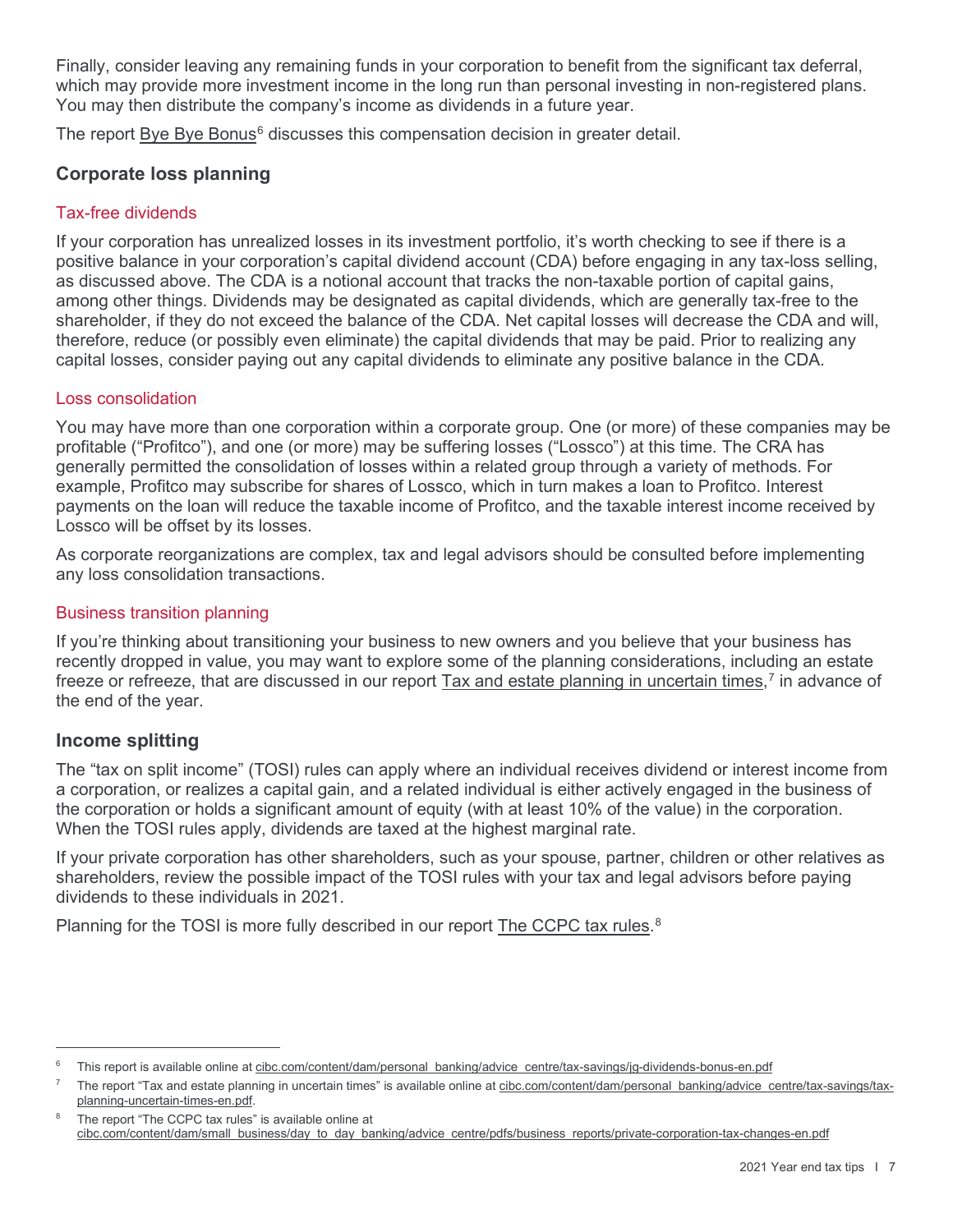Finally, consider leaving any remaining funds in your corporation to benefit from the significant tax deferral, which may provide more investment income in the long run than personal investing in non-registered plans. You may then distribute the company's income as dividends in a future year.

The report Bye Bye Bonus[6] discusses this compensation decision in greater detail.

## Corporate loss planning

### Tax-free dividends

If your corporation has unrealized losses in its investment portfolio, it's worth checking to see if there is a positive balance in your corporation's capital dividend account (CDA) before engaging in any tax-loss selling, as discussed above. The CDA is a notional account that tracks the non-taxable portion of capital gains, among other things. Dividends may be designated as capital dividends, which are generally tax-free to the shareholder, if they do not exceed the balance of the CDA. Net capital losses will decrease the CDA and will, therefore, reduce (or possibly even eliminate) the capital dividends that may be paid. Prior to realizing any capital losses, consider paying out any capital dividends to eliminate any positive balance in the CDA.

### Loss consolidation

You may have more than one corporation within a corporate group. One (or more) of these companies may be profitable ("Profitco"), and one (or more) may be suffering losses ("Lossco") at this time. The CRA has generally permitted the consolidation of losses within a related group through a variety of methods. For example, Profitco may subscribe for shares of Lossco, which in turn makes a loan to Profitco. Interest payments on the loan will reduce the taxable income of Profitco, and the taxable interest income received by Lossco will be offset by its losses.

As corporate reorganizations are complex, tax and legal advisors should be consulted before implementing any loss consolidation transactions.

### Business transition planning

If you're thinking about transitioning your business to new owners and you believe that your business has recently dropped in value, you may want to explore some of the planning considerations, including an estate freeze or refreeze, that are discussed in our report Tax and estate planning in uncertain times,[7] in advance of the end of the year.

## Income splitting

The "tax on split income" (TOSI) rules can apply where an individual receives dividend or interest income from a corporation, or realizes a capital gain, and a related individual is either actively engaged in the business of the corporation or holds a significant amount of equity (with at least 10% of the value) in the corporation. When the TOSI rules apply, dividends are taxed at the highest marginal rate.

If your private corporation has other shareholders, such as your spouse, partner, children or other relatives as shareholders, review the possible impact of the TOSI rules with your tax and legal advisors before paying dividends to these individuals in 2021.

Planning for the TOSI is more fully described in our report The CCPC tax rules.[8]

---

[6] This report is available online at cibc.com/content/dam/personal_banking/advice_centre/tax-savings/jg-dividends-bonus-en.pdf

[7] The report "Tax and estate planning in uncertain times" is available online at cibc.com/content/dam/personal_banking/advice_centre/tax-savings/tax-planning-uncertain-times-en.pdf.

[8] The report "The CCPC tax rules" is available online at cibc.com/content/dam/small_business/day_to_day_banking/advice_centre/pdfs/business_reports/private-corporation-tax-changes-en.pdf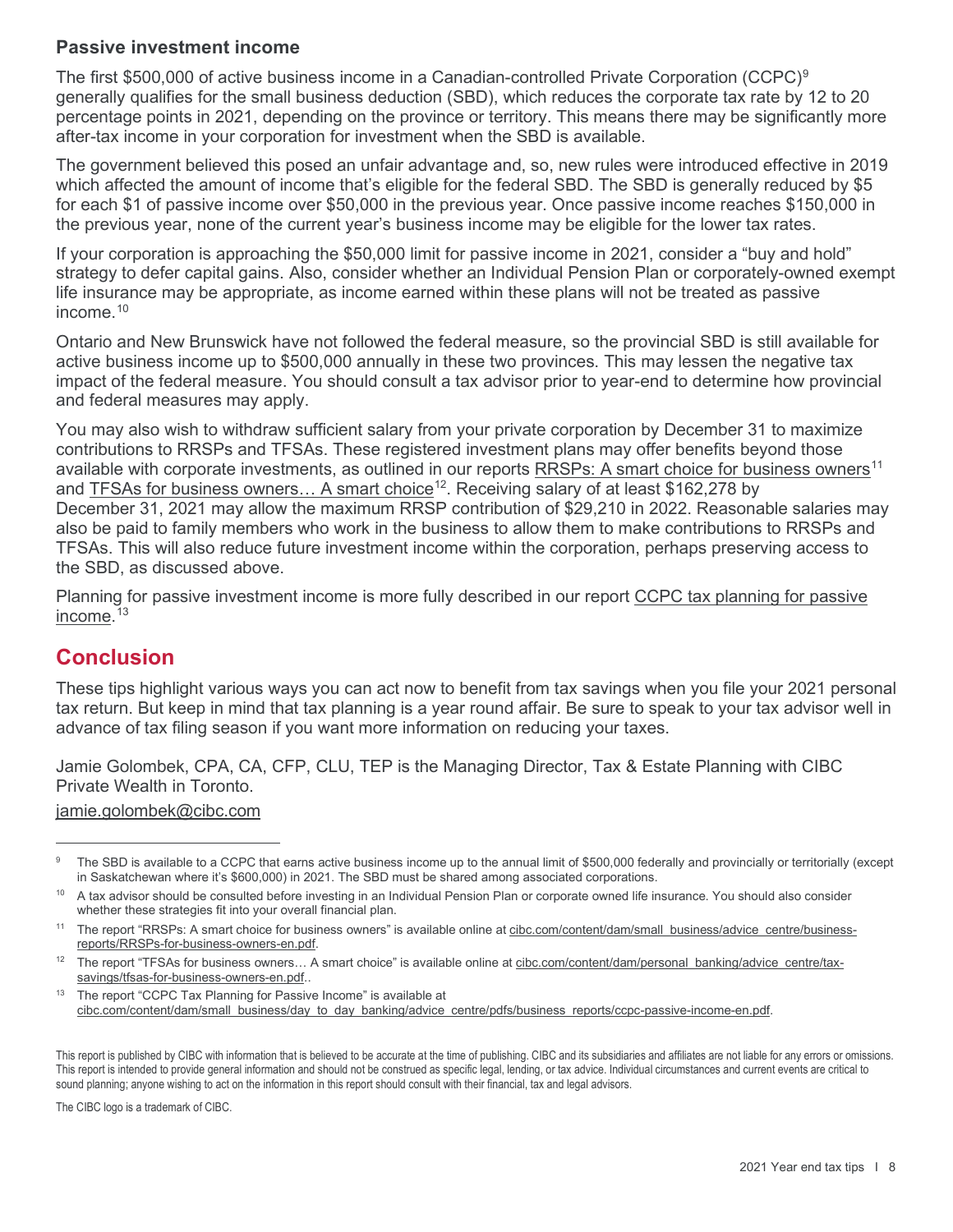## Passive investment income

The first $500,000 of active business income in a Canadian-controlled Private Corporation (CCPC)[9] generally qualifies for the small business deduction (SBD), which reduces the corporate tax rate by 12 to 20 percentage points in 2021, depending on the province or territory. This means there may be significantly more after-tax income in your corporation for investment when the SBD is available.

The government believed this posed an unfair advantage and, so, new rules were introduced effective in 2019 which affected the amount of income that's eligible for the federal SBD. The SBD is generally reduced by $5 for each $1 of passive income over $50,000 in the previous year. Once passive income reaches $150,000 in the previous year, none of the current year's business income may be eligible for the lower tax rates.

If your corporation is approaching the $50,000 limit for passive income in 2021, consider a "buy and hold" strategy to defer capital gains. Also, consider whether an Individual Pension Plan or corporately-owned exempt life insurance may be appropriate, as income earned within these plans will not be treated as passive income.[10]

Ontario and New Brunswick have not followed the federal measure, so the provincial SBD is still available for active business income up to $500,000 annually in these two provinces. This may lessen the negative tax impact of the federal measure. You should consult a tax advisor prior to year-end to determine how provincial and federal measures may apply.

You may also wish to withdraw sufficient salary from your private corporation by December 31 to maximize contributions to RRSPs and TFSAs. These registered investment plans may offer benefits beyond those available with corporate investments, as outlined in our reports RRSPs: A smart choice for business owners[11] and TFSAs for business owners… A smart choice[12]. Receiving salary of at least $162,278 by December 31, 2021 may allow the maximum RRSP contribution of $29,210 in 2022. Reasonable salaries may also be paid to family members who work in the business to allow them to make contributions to RRSPs and TFSAs. This will also reduce future investment income within the corporation, perhaps preserving access to the SBD, as discussed above.

Planning for passive investment income is more fully described in our report CCPC tax planning for passive income.[13]

## Conclusion

These tips highlight various ways you can act now to benefit from tax savings when you file your 2021 personal tax return. But keep in mind that tax planning is a year round affair. Be sure to speak to your tax advisor well in advance of tax filing season if you want more information on reducing your taxes.

Jamie Golombek, CPA, CA, CFP, CLU, TEP is the Managing Director, Tax & Estate Planning with CIBC Private Wealth in Toronto.

jamie.golombek@cibc.com

---

[9] The SBD is available to a CCPC that earns active business income up to the annual limit of $500,000 federally and provincially or territorially (except in Saskatchewan where it's $600,000) in 2021. The SBD must be shared among associated corporations.

[10] A tax advisor should be consulted before investing in an Individual Pension Plan or corporate owned life insurance. You should also consider whether these strategies fit into your overall financial plan.

[11] The report "RRSPs: A smart choice for business owners" is available online at cibc.com/content/dam/small_business/advice_centre/business-reports/RRSPs-for-business-owners-en.pdf.

[12] The report "TFSAs for business owners… A smart choice" is available online at cibc.com/content/dam/personal_banking/advice_centre/tax-savings/tfsas-for-business-owners-en.pdf..

[13] The report "CCPC Tax Planning for Passive Income" is available at cibc.com/content/dam/small_business/day_to_day_banking/advice_centre/pdfs/business_reports/ccpc-passive-income-en.pdf.

This report is published by CIBC with information that is believed to be accurate at the time of publishing. CIBC and its subsidiaries and affiliates are not liable for any errors or omissions. This report is intended to provide general information and should not be construed as specific legal, lending, or tax advice. Individual circumstances and current events are critical to sound planning; anyone wishing to act on the information in this report should consult with their financial, tax and legal advisors.

The CIBC logo is a trademark of CIBC.